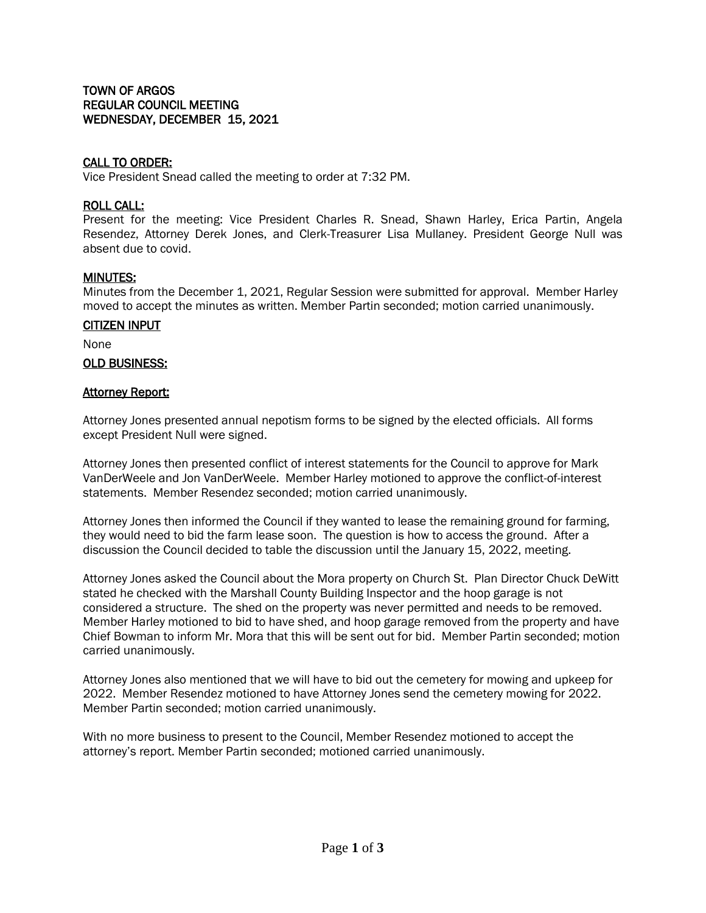# TOWN OF ARGOS
## REGULAR COUNCIL MEETING
## WEDNESDAY, DECEMBER 15, 2021

### CALL TO ORDER:

Vice President Snead called the meeting to order at 7:32 PM.

### ROLL CALL:

Present for the meeting: Vice President Charles R. Snead, Shawn Harley, Erica Partin, Angela Resendez, Attorney Derek Jones, and Clerk-Treasurer Lisa Mullaney. President George Null was absent due to covid.

### MINUTES:

Minutes from the December 1, 2021, Regular Session were submitted for approval. Member Harley moved to accept the minutes as written. Member Partin seconded; motion carried unanimously.

### CITIZEN INPUT

None

### OLD BUSINESS:

### Attorney Report:

Attorney Jones presented annual nepotism forms to be signed by the elected officials. All forms except President Null were signed.

Attorney Jones then presented conflict of interest statements for the Council to approve for Mark VanDerWeele and Jon VanDerWeele. Member Harley motioned to approve the conflict-of-interest statements. Member Resendez seconded; motion carried unanimously.

Attorney Jones then informed the Council if they wanted to lease the remaining ground for farming, they would need to bid the farm lease soon. The question is how to access the ground. After a discussion the Council decided to table the discussion until the January 15, 2022, meeting.

Attorney Jones asked the Council about the Mora property on Church St. Plan Director Chuck DeWitt stated he checked with the Marshall County Building Inspector and the hoop garage is not considered a structure. The shed on the property was never permitted and needs to be removed. Member Harley motioned to bid to have shed, and hoop garage removed from the property and have Chief Bowman to inform Mr. Mora that this will be sent out for bid. Member Partin seconded; motion carried unanimously.

Attorney Jones also mentioned that we will have to bid out the cemetery for mowing and upkeep for 2022. Member Resendez motioned to have Attorney Jones send the cemetery mowing for 2022. Member Partin seconded; motion carried unanimously.

With no more business to present to the Council, Member Resendez motioned to accept the attorney's report. Member Partin seconded; motioned carried unanimously.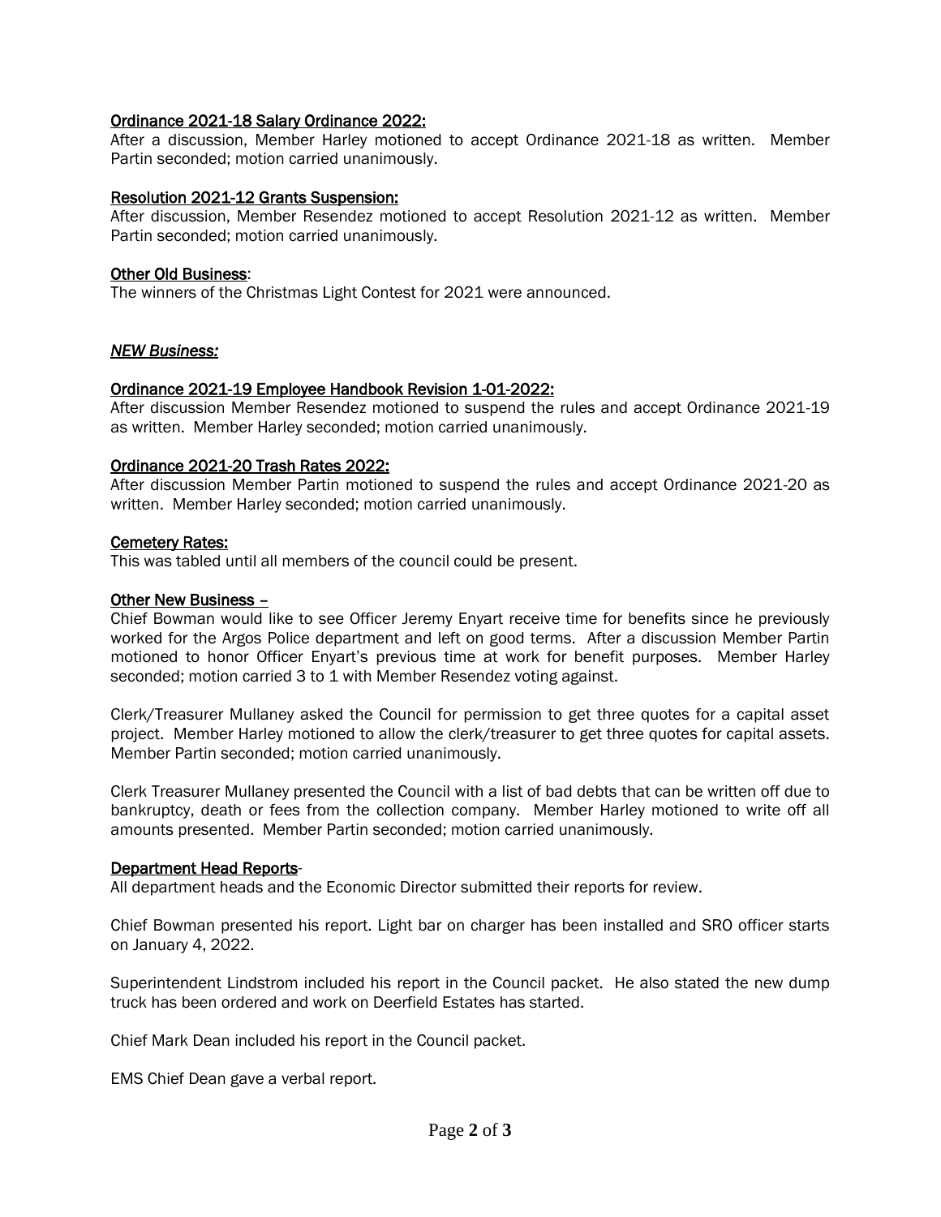<u>Ordinance 2021-18 Salary Ordinance 2022:</u>
After a discussion, Member Harley motioned to accept Ordinance 2021-18 as written. Member Partin seconded; motion carried unanimously.

<u>Resolution 2021-12 Grants Suspension:</u>
After discussion, Member Resendez motioned to accept Resolution 2021-12 as written. Member Partin seconded; motion carried unanimously.

<u>Other Old Business</u>:
The winners of the Christmas Light Contest for 2021 were announced.

***<u>NEW Business:</u>***

<u>Ordinance 2021-19 Employee Handbook Revision 1-01-2022:</u>
After discussion Member Resendez motioned to suspend the rules and accept Ordinance 2021-19 as written. Member Harley seconded; motion carried unanimously.

<u>Ordinance 2021-20 Trash Rates 2022:</u>
After discussion Member Partin motioned to suspend the rules and accept Ordinance 2021-20 as written. Member Harley seconded; motion carried unanimously.

<u>Cemetery Rates:</u>
This was tabled until all members of the council could be present.

<u>Other New Business –</u>
Chief Bowman would like to see Officer Jeremy Enyart receive time for benefits since he previously worked for the Argos Police department and left on good terms. After a discussion Member Partin motioned to honor Officer Enyart's previous time at work for benefit purposes. Member Harley seconded; motion carried 3 to 1 with Member Resendez voting against.

Clerk/Treasurer Mullaney asked the Council for permission to get three quotes for a capital asset project. Member Harley motioned to allow the clerk/treasurer to get three quotes for capital assets. Member Partin seconded; motion carried unanimously.

Clerk Treasurer Mullaney presented the Council with a list of bad debts that can be written off due to bankruptcy, death or fees from the collection company. Member Harley motioned to write off all amounts presented. Member Partin seconded; motion carried unanimously.

<u>Department Head Reports</u>-
All department heads and the Economic Director submitted their reports for review.

Chief Bowman presented his report. Light bar on charger has been installed and SRO officer starts on January 4, 2022.

Superintendent Lindstrom included his report in the Council packet. He also stated the new dump truck has been ordered and work on Deerfield Estates has started.

Chief Mark Dean included his report in the Council packet.

EMS Chief Dean gave a verbal report.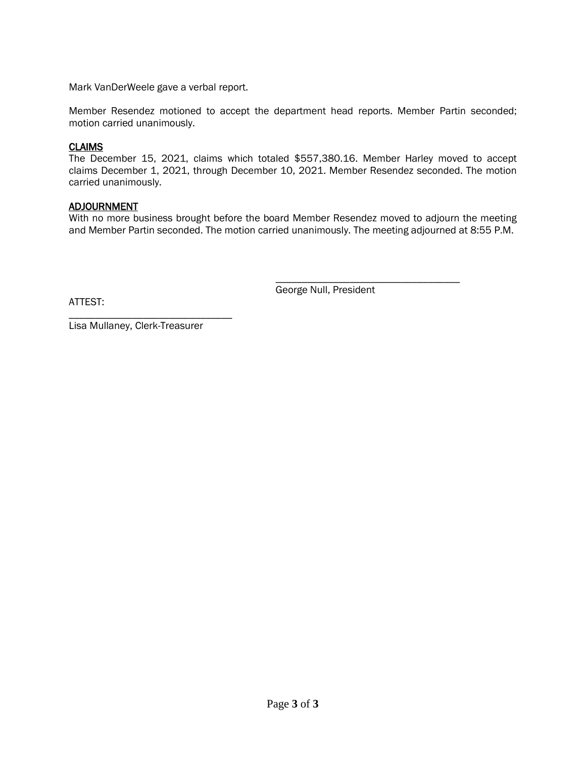Mark VanDerWeele gave a verbal report.

Member Resendez motioned to accept the department head reports. Member Partin seconded; motion carried unanimously.

## CLAIMS

The December 15, 2021, claims which totaled $557,380.16. Member Harley moved to accept claims December 1, 2021, through December 10, 2021. Member Resendez seconded. The motion carried unanimously.

## ADJOURNMENT

With no more business brought before the board Member Resendez moved to adjourn the meeting and Member Partin seconded. The motion carried unanimously. The meeting adjourned at 8:55 P.M.

___________________________________
George Null, President

ATTEST:

______________________________
Lisa Mullaney, Clerk-Treasurer